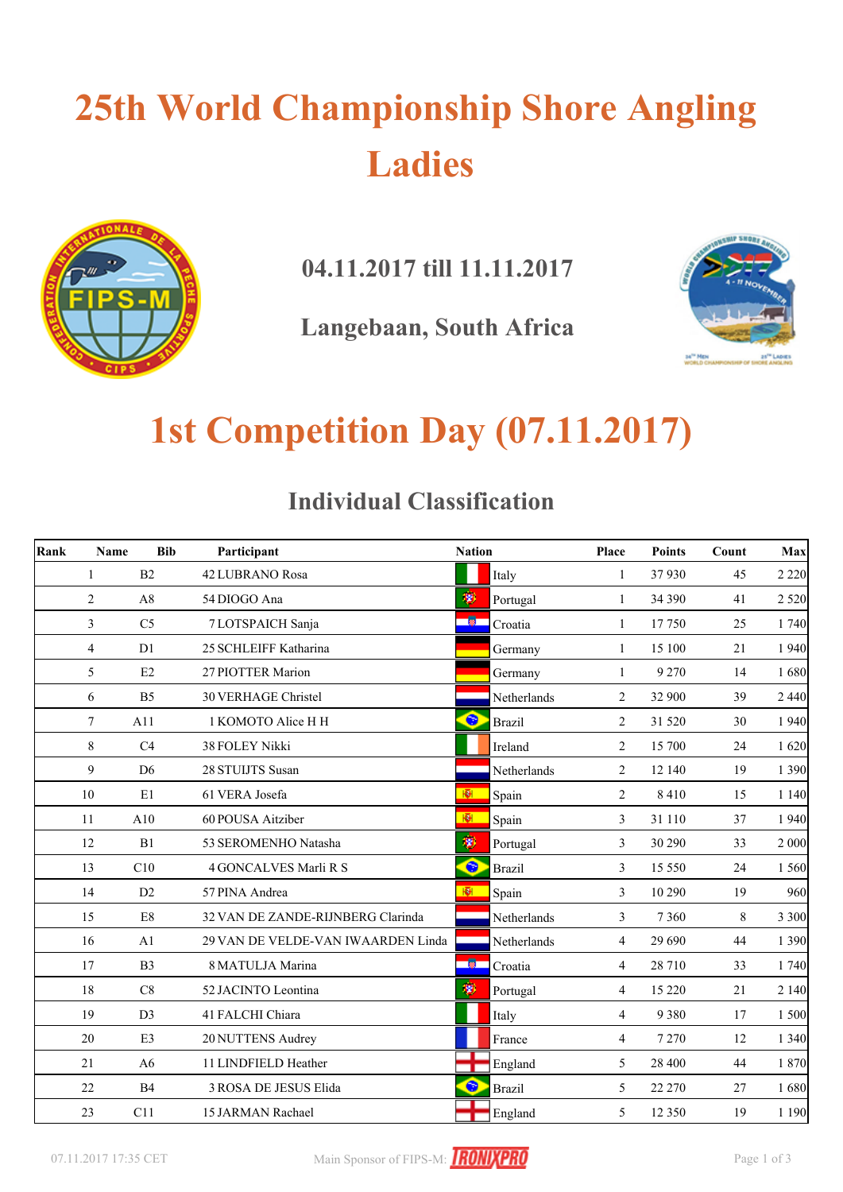# 25th World Championship Shore Angling Ladies

## 04.11.2017 till 11.11.2017

## Langebaan, South Africa

# 1st Competition Day (07.11.2017)

## Individual Classification

| Rank | Name | Bib | Participant | Nation | Place | Points | Count | Max |
|---|---|---|---|---|---|---|---|---|
| 1 | B2 | 42 | LUBRANO Rosa | Italy | 1 | 37 930 | 45 | 2 220 |
| 2 | A8 | 54 | DIOGO Ana | Portugal | 1 | 34 390 | 41 | 2 520 |
| 3 | C5 | 7 | LOTSPAICH Sanja | Croatia | 1 | 17 750 | 25 | 1 740 |
| 4 | D1 | 25 | SCHLEIFF Katharina | Germany | 1 | 15 100 | 21 | 1 940 |
| 5 | E2 | 27 | PIOTTER Marion | Germany | 1 | 9 270 | 14 | 1 680 |
| 6 | B5 | 30 | VERHAGE Christel | Netherlands | 2 | 32 900 | 39 | 2 440 |
| 7 | A11 | 1 | KOMOTO Alice H H | Brazil | 2 | 31 520 | 30 | 1 940 |
| 8 | C4 | 38 | FOLEY Nikki | Ireland | 2 | 15 700 | 24 | 1 620 |
| 9 | D6 | 28 | STUIJTS Susan | Netherlands | 2 | 12 140 | 19 | 1 390 |
| 10 | E1 | 61 | VERA Josefa | Spain | 2 | 8 410 | 15 | 1 140 |
| 11 | A10 | 60 | POUSA Aitziber | Spain | 3 | 31 110 | 37 | 1 940 |
| 12 | B1 | 53 | SEROMENHO Natasha | Portugal | 3 | 30 290 | 33 | 2 000 |
| 13 | C10 | 4 | GONCALVES Marli R S | Brazil | 3 | 15 550 | 24 | 1 560 |
| 14 | D2 | 57 | PINA Andrea | Spain | 3 | 10 290 | 19 | 960 |
| 15 | E8 | 32 | VAN DE ZANDE-RIJNBERG Clarinda | Netherlands | 3 | 7 360 | 8 | 3 300 |
| 16 | A1 | 29 | VAN DE VELDE-VAN IWAARDEN Linda | Netherlands | 4 | 29 690 | 44 | 1 390 |
| 17 | B3 | 8 | MATULJA Marina | Croatia | 4 | 28 710 | 33 | 1 740 |
| 18 | C8 | 52 | JACINTO Leontina | Portugal | 4 | 15 220 | 21 | 2 140 |
| 19 | D3 | 41 | FALCHI Chiara | Italy | 4 | 9 380 | 17 | 1 500 |
| 20 | E3 | 20 | NUTTENS Audrey | France | 4 | 7 270 | 12 | 1 340 |
| 21 | A6 | 11 | LINDFIELD Heather | England | 5 | 28 400 | 44 | 1 870 |
| 22 | B4 | 3 | ROSA DE JESUS Elida | Brazil | 5 | 22 270 | 27 | 1 680 |
| 23 | C11 | 15 | JARMAN Rachael | England | 5 | 12 350 | 19 | 1 190 |

07.11.2017 17:35 CET

Main Sponsor of FIPS-M: IRONIXPRO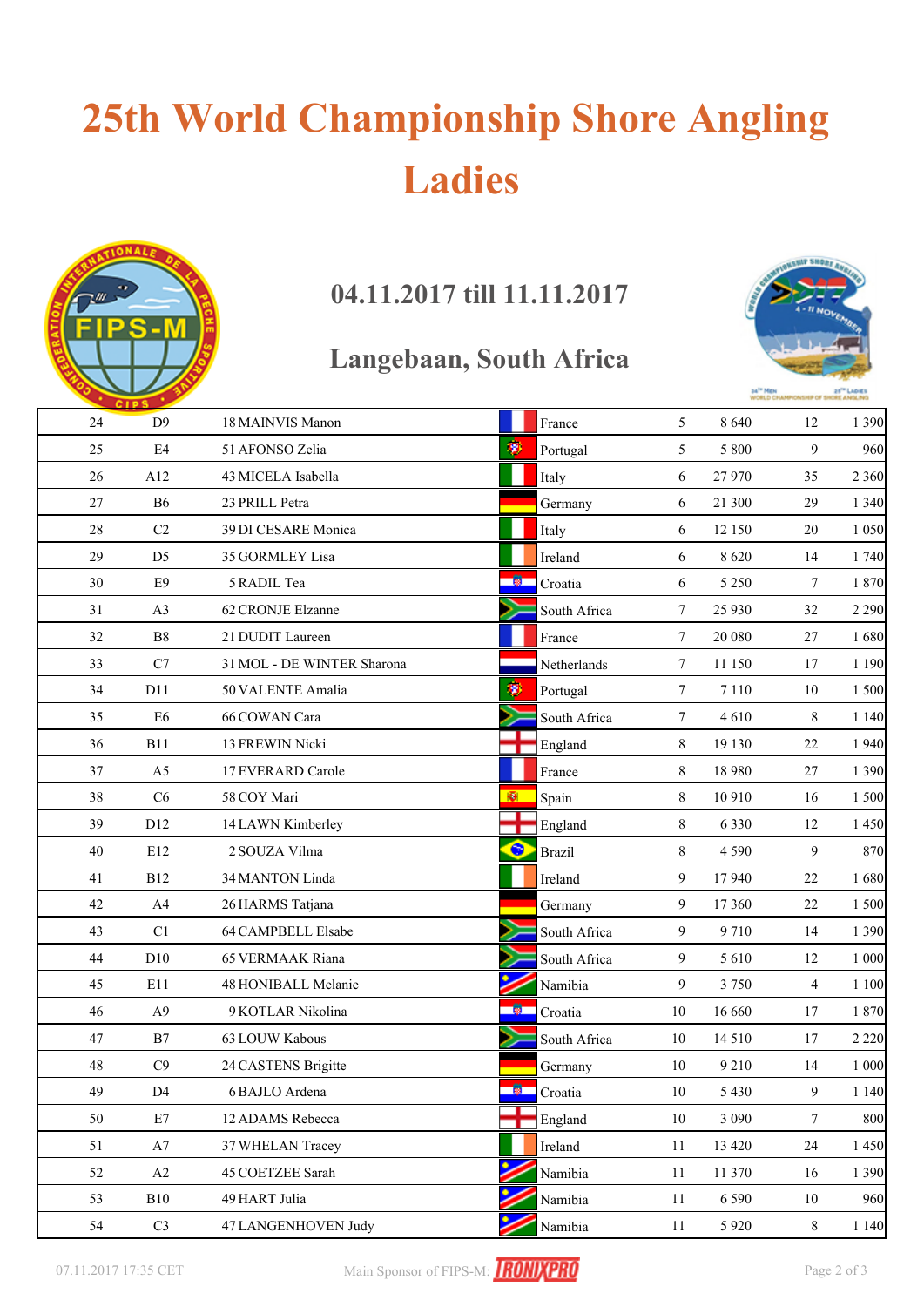# 25th World Championship Shore Angling Ladies

## 04.11.2017 till 11.11.2017

## Langebaan, South Africa

| | | | | | | | |
|---|---|---|---|---|---|---|---|
| 24 | D9 | 18 MAINVIS Manon | France | 5 | 8 640 | 12 | 1 390 |
| 25 | E4 | 51 AFONSO Zelia | Portugal | 5 | 5 800 | 9 | 960 |
| 26 | A12 | 43 MICELA Isabella | Italy | 6 | 27 970 | 35 | 2 360 |
| 27 | B6 | 23 PRILL Petra | Germany | 6 | 21 300 | 29 | 1 340 |
| 28 | C2 | 39 DI CESARE Monica | Italy | 6 | 12 150 | 20 | 1 050 |
| 29 | D5 | 35 GORMLEY Lisa | Ireland | 6 | 8 620 | 14 | 1 740 |
| 30 | E9 | 5 RADIL Tea | Croatia | 6 | 5 250 | 7 | 1 870 |
| 31 | A3 | 62 CRONJE Elzanne | South Africa | 7 | 25 930 | 32 | 2 290 |
| 32 | B8 | 21 DUDIT Laureen | France | 7 | 20 080 | 27 | 1 680 |
| 33 | C7 | 31 MOL - DE WINTER Sharona | Netherlands | 7 | 11 150 | 17 | 1 190 |
| 34 | D11 | 50 VALENTE Amalia | Portugal | 7 | 7 110 | 10 | 1 500 |
| 35 | E6 | 66 COWAN Cara | South Africa | 7 | 4 610 | 8 | 1 140 |
| 36 | B11 | 13 FREWIN Nicki | England | 8 | 19 130 | 22 | 1 940 |
| 37 | A5 | 17 EVERARD Carole | France | 8 | 18 980 | 27 | 1 390 |
| 38 | C6 | 58 COY Mari | Spain | 8 | 10 910 | 16 | 1 500 |
| 39 | D12 | 14 LAWN Kimberley | England | 8 | 6 330 | 12 | 1 450 |
| 40 | E12 | 2 SOUZA Vilma | Brazil | 8 | 4 590 | 9 | 870 |
| 41 | B12 | 34 MANTON Linda | Ireland | 9 | 17 940 | 22 | 1 680 |
| 42 | A4 | 26 HARMS Tatjana | Germany | 9 | 17 360 | 22 | 1 500 |
| 43 | C1 | 64 CAMPBELL Elsabe | South Africa | 9 | 9 710 | 14 | 1 390 |
| 44 | D10 | 65 VERMAAK Riana | South Africa | 9 | 5 610 | 12 | 1 000 |
| 45 | E11 | 48 HONIBALL Melanie | Namibia | 9 | 3 750 | 4 | 1 100 |
| 46 | A9 | 9 KOTLAR Nikolina | Croatia | 10 | 16 660 | 17 | 1 870 |
| 47 | B7 | 63 LOUW Kabous | South Africa | 10 | 14 510 | 17 | 2 220 |
| 48 | C9 | 24 CASTENS Brigitte | Germany | 10 | 9 210 | 14 | 1 000 |
| 49 | D4 | 6 BAJLO Ardena | Croatia | 10 | 5 430 | 9 | 1 140 |
| 50 | E7 | 12 ADAMS Rebecca | England | 10 | 3 090 | 7 | 800 |
| 51 | A7 | 37 WHELAN Tracey | Ireland | 11 | 13 420 | 24 | 1 450 |
| 52 | A2 | 45 COETZEE Sarah | Namibia | 11 | 11 370 | 16 | 1 390 |
| 53 | B10 | 49 HART Julia | Namibia | 11 | 6 590 | 10 | 960 |
| 54 | C3 | 47 LANGENHOVEN Judy | Namibia | 11 | 5 920 | 8 | 1 140 |

07.11.2017 17:35 CET Main Sponsor of FIPS-M: IRONIXPRO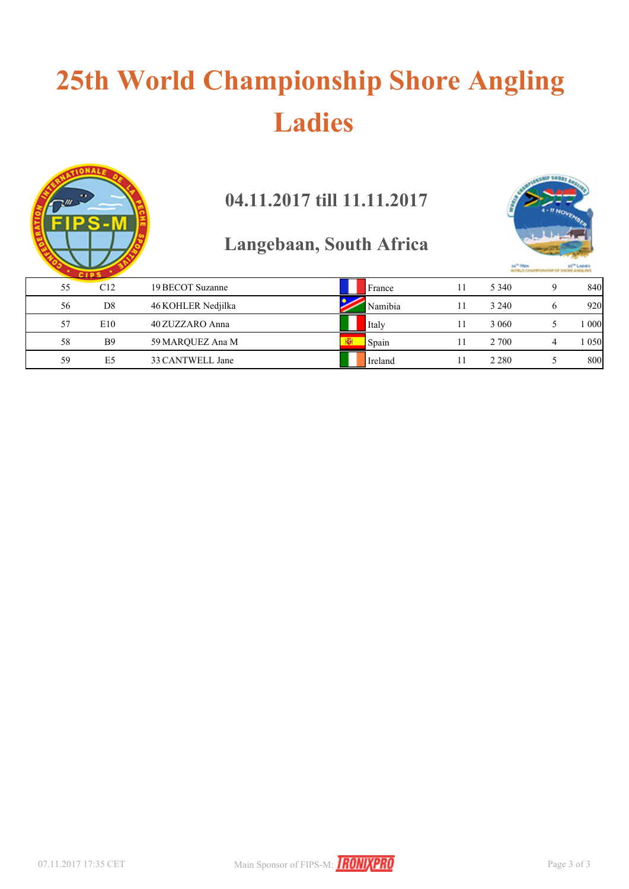# 25th World Championship Shore Angling Ladies

## 04.11.2017 till 11.11.2017

## Langebaan, South Africa

| | | | | | | | |
|---|---|---|---|---|---|---|---|
| 55 | C12 | 19 BECOT Suzanne | France | 11 | 5 340 | 9 | 840 |
| 56 | D8 | 46 KOHLER Nedjilka | Namibia | 11 | 3 240 | 6 | 920 |
| 57 | E10 | 40 ZUZZARO Anna | Italy | 11 | 3 060 | 5 | 1 000 |
| 58 | B9 | 59 MARQUEZ Ana M | Spain | 11 | 2 700 | 4 | 1 050 |
| 59 | E5 | 33 CANTWELL Jane | Ireland | 11 | 2 280 | 5 | 800 |

07.11.2017 17:35 CET

Main Sponsor of FIPS-M: IRONIXPRO